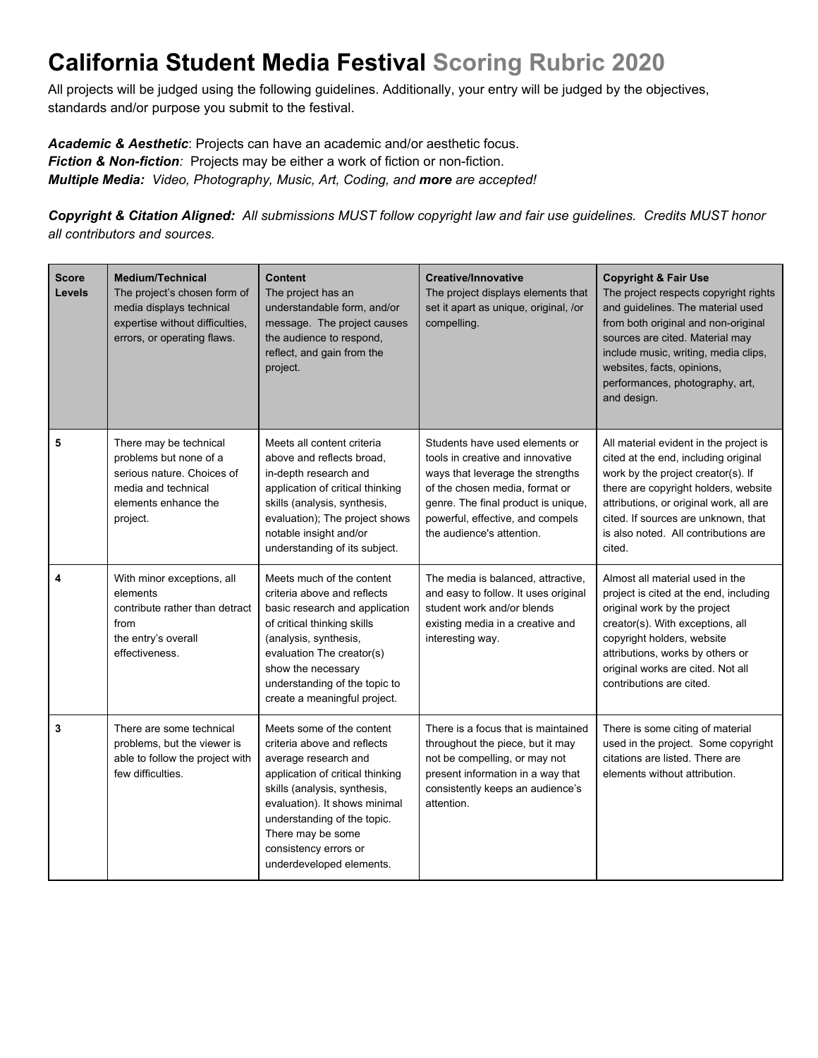# California Student Media Festival Scoring Rubric 2020

All projects will be judged using the following guidelines. Additionally, your entry will be judged by the objectives, standards and/or purpose you submit to the festival.

***Academic & Aesthetic***: Projects can have an academic and/or aesthetic focus.
***Fiction & Non-fiction****:* Projects may be either a work of fiction or non-fiction.
***Multiple Media:*** *Video, Photography, Music, Art, Coding, and **more** are accepted!*

***Copyright & Citation Aligned:*** *All submissions MUST follow copyright law and fair use guidelines. Credits MUST honor all contributors and sources.*

| **Score Levels** | **Medium/Technical** The project's chosen form of media displays technical expertise without difficulties, errors, or operating flaws. | **Content** The project has an understandable form, and/or message. The project causes the audience to respond, reflect, and gain from the project. | **Creative/Innovative** The project displays elements that set it apart as unique, original, /or compelling. | **Copyright & Fair Use** The project respects copyright rights and guidelines. The material used from both original and non-original sources are cited. Material may include music, writing, media clips, websites, facts, opinions, performances, photography, art, and design. |
|---|---|---|---|---|
| **5** | There may be technical problems but none of a serious nature. Choices of media and technical elements enhance the project. | Meets all content criteria above and reflects broad, in-depth research and application of critical thinking skills (analysis, synthesis, evaluation); The project shows notable insight and/or understanding of its subject. | Students have used elements or tools in creative and innovative ways that leverage the strengths of the chosen media, format or genre. The final product is unique, powerful, effective, and compels the audience's attention. | All material evident in the project is cited at the end, including original work by the project creator(s). If there are copyright holders, website attributions, or original work, all are cited. If sources are unknown, that is also noted. All contributions are cited. |
| **4** | With minor exceptions, all elements contribute rather than detract from the entry's overall effectiveness. | Meets much of the content criteria above and reflects basic research and application of critical thinking skills (analysis, synthesis, evaluation The creator(s) show the necessary understanding of the topic to create a meaningful project. | The media is balanced, attractive, and easy to follow. It uses original student work and/or blends existing media in a creative and interesting way. | Almost all material used in the project is cited at the end, including original work by the project creator(s). With exceptions, all copyright holders, website attributions, works by others or original works are cited. Not all contributions are cited. |
| **3** | There are some technical problems, but the viewer is able to follow the project with few difficulties. | Meets some of the content criteria above and reflects average research and application of critical thinking skills (analysis, synthesis, evaluation). It shows minimal understanding of the topic. There may be some consistency errors or underdeveloped elements. | There is a focus that is maintained throughout the piece, but it may not be compelling, or may not present information in a way that consistently keeps an audience's attention. | There is some citing of material used in the project. Some copyright citations are listed. There are elements without attribution. |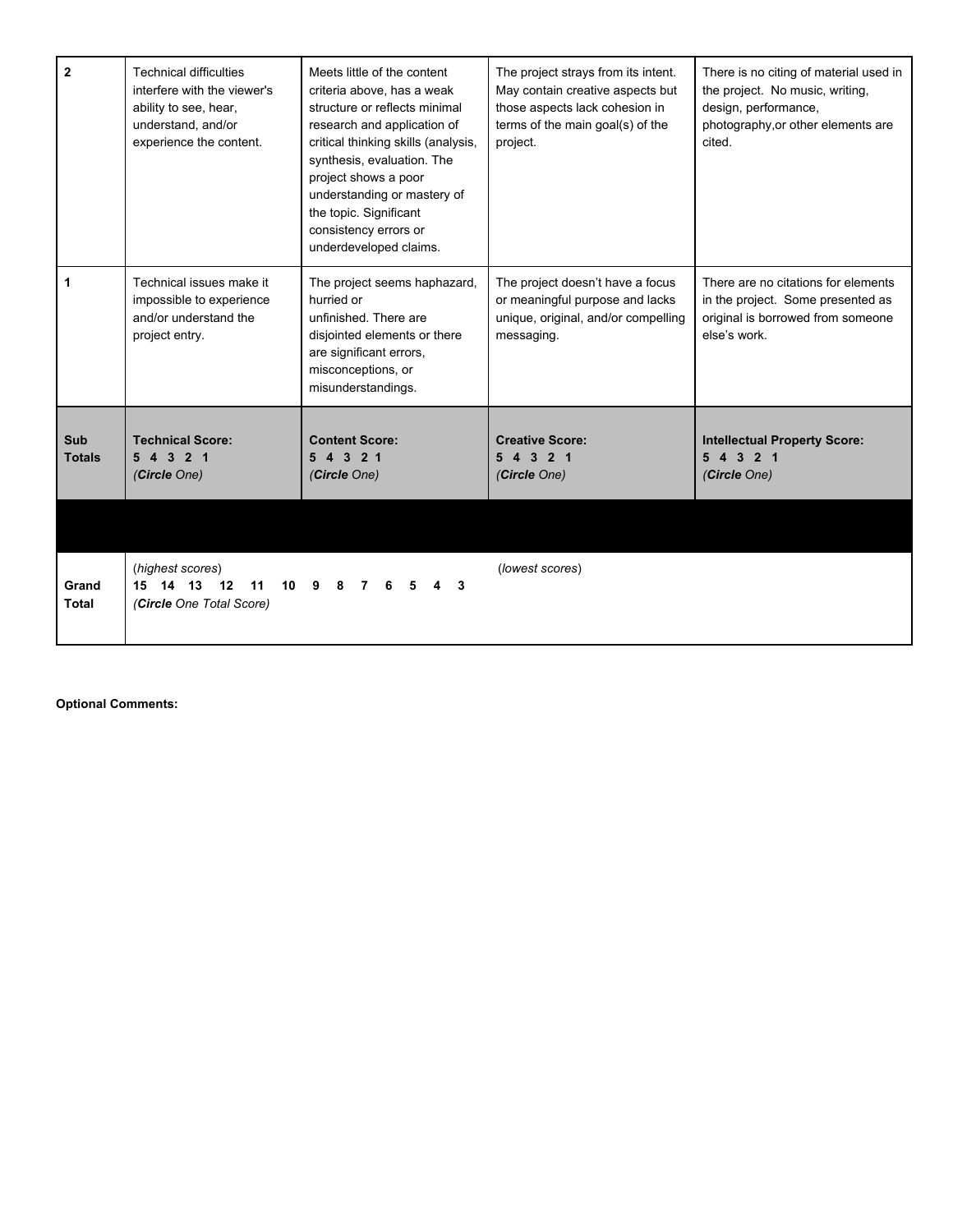| | | | | |
|---|---|---|---|---|
| **2** | Technical difficulties interfere with the viewer's ability to see, hear, understand, and/or experience the content. | Meets little of the content criteria above, has a weak structure or reflects minimal research and application of critical thinking skills (analysis, synthesis, evaluation. The project shows a poor understanding or mastery of the topic. Significant consistency errors or underdeveloped claims. | The project strays from its intent. May contain creative aspects but those aspects lack cohesion in terms of the main goal(s) of the project. | There is no citing of material used in the project. No music, writing, design, performance, photography,or other elements are cited. |
| **1** | Technical issues make it impossible to experience and/or understand the project entry. | The project seems haphazard, hurried or unfinished. There are disjointed elements or there are significant errors, misconceptions, or misunderstandings. | The project doesn't have a focus or meaningful purpose and lacks unique, original, and/or compelling messaging. | There are no citations for elements in the project. Some presented as original is borrowed from someone else's work. |
| **Sub Totals** | **Technical Score:** **5 4 3 2 1** (***Circle*** *One*) | **Content Score:** **5 4 3 2 1** (***Circle*** *One*) | **Creative Score:** **5 4 3 2 1** (***Circle*** *One*) | **Intellectual Property Score:** **5 4 3 2 1** (***Circle*** *One*) |
| | | | | |
| **Grand Total** | (*highest scores*) **15 14 13 12 11 10 9 8 7 6 5 4 3** (*lowest scores*) (***Circle*** *One Total Score*) | | | |

**Optional Comments:**